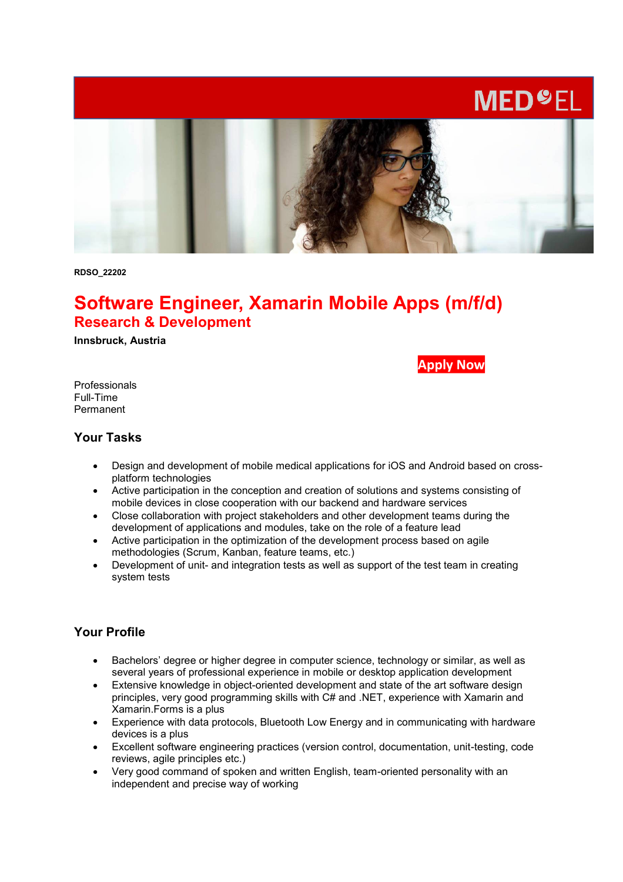RDSO_22202

# Software Engineer, Xamarin Mobile Apps (m/f/d)

## Research & Development

**Innsbruck, Austria**

**Apply Now**

Professionals
Full-Time
Permanent

### Your Tasks

- Design and development of mobile medical applications for iOS and Android based on cross-platform technologies
- Active participation in the conception and creation of solutions and systems consisting of mobile devices in close cooperation with our backend and hardware services
- Close collaboration with project stakeholders and other development teams during the development of applications and modules, take on the role of a feature lead
- Active participation in the optimization of the development process based on agile methodologies (Scrum, Kanban, feature teams, etc.)
- Development of unit- and integration tests as well as support of the test team in creating system tests

### Your Profile

- Bachelors' degree or higher degree in computer science, technology or similar, as well as several years of professional experience in mobile or desktop application development
- Extensive knowledge in object-oriented development and state of the art software design principles, very good programming skills with C# and .NET, experience with Xamarin and Xamarin.Forms is a plus
- Experience with data protocols, Bluetooth Low Energy and in communicating with hardware devices is a plus
- Excellent software engineering practices (version control, documentation, unit-testing, code reviews, agile principles etc.)
- Very good command of spoken and written English, team-oriented personality with an independent and precise way of working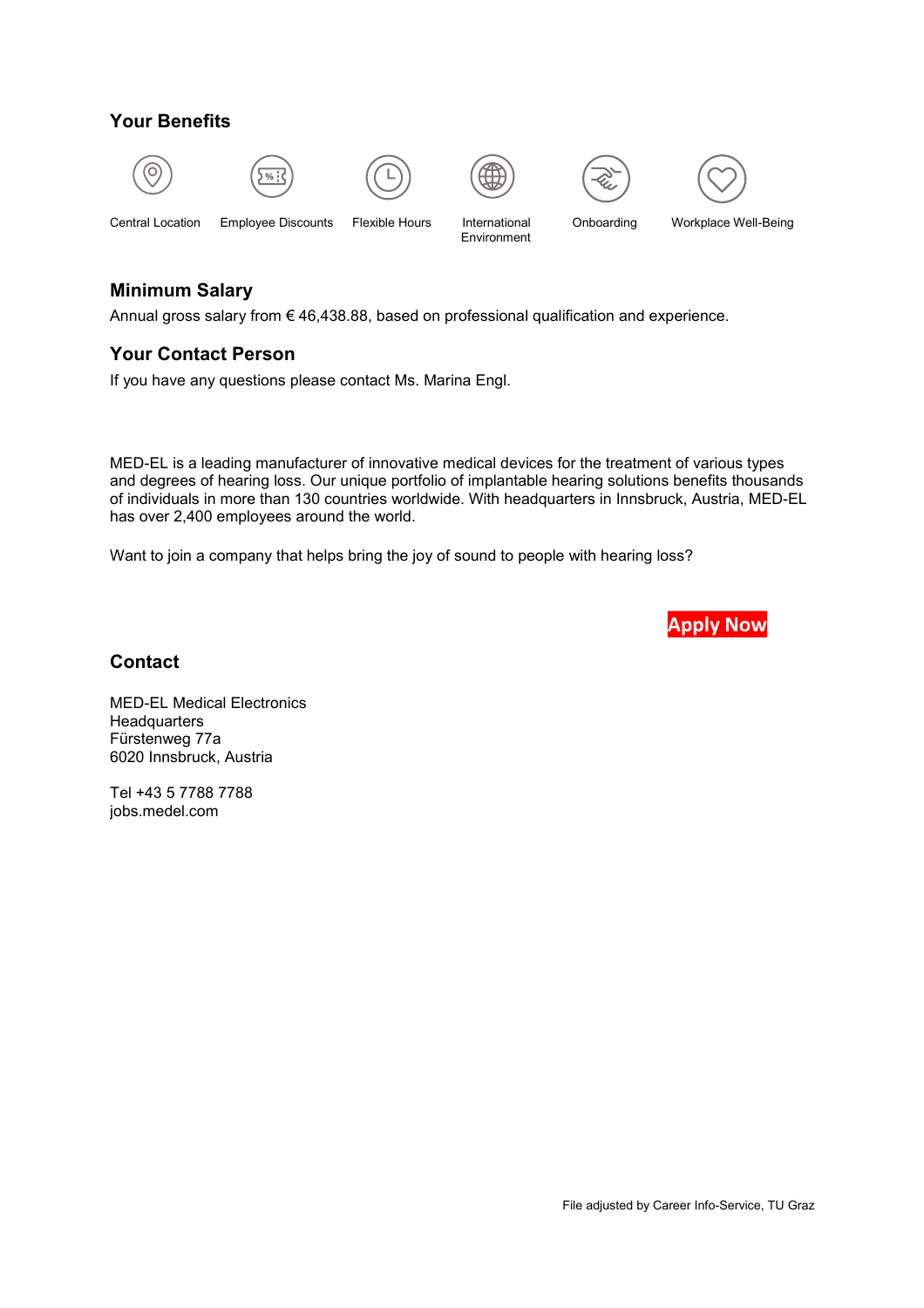## Your Benefits

- Central Location
- Employee Discounts
- Flexible Hours
- International Environment
- Onboarding
- Workplace Well-Being

## Minimum Salary

Annual gross salary from € 46,438.88, based on professional qualification and experience.

## Your Contact Person

If you have any questions please contact Ms. Marina Engl.

MED-EL is a leading manufacturer of innovative medical devices for the treatment of various types and degrees of hearing loss. Our unique portfolio of implantable hearing solutions benefits thousands of individuals in more than 130 countries worldwide. With headquarters in Innsbruck, Austria, MED-EL has over 2,400 employees around the world.

Want to join a company that helps bring the joy of sound to people with hearing loss?

**Apply Now**

## Contact

MED-EL Medical Electronics
Headquarters
Fürstenweg 77a
6020 Innsbruck, Austria

Tel +43 5 7788 7788
jobs.medel.com

File adjusted by Career Info-Service, TU Graz